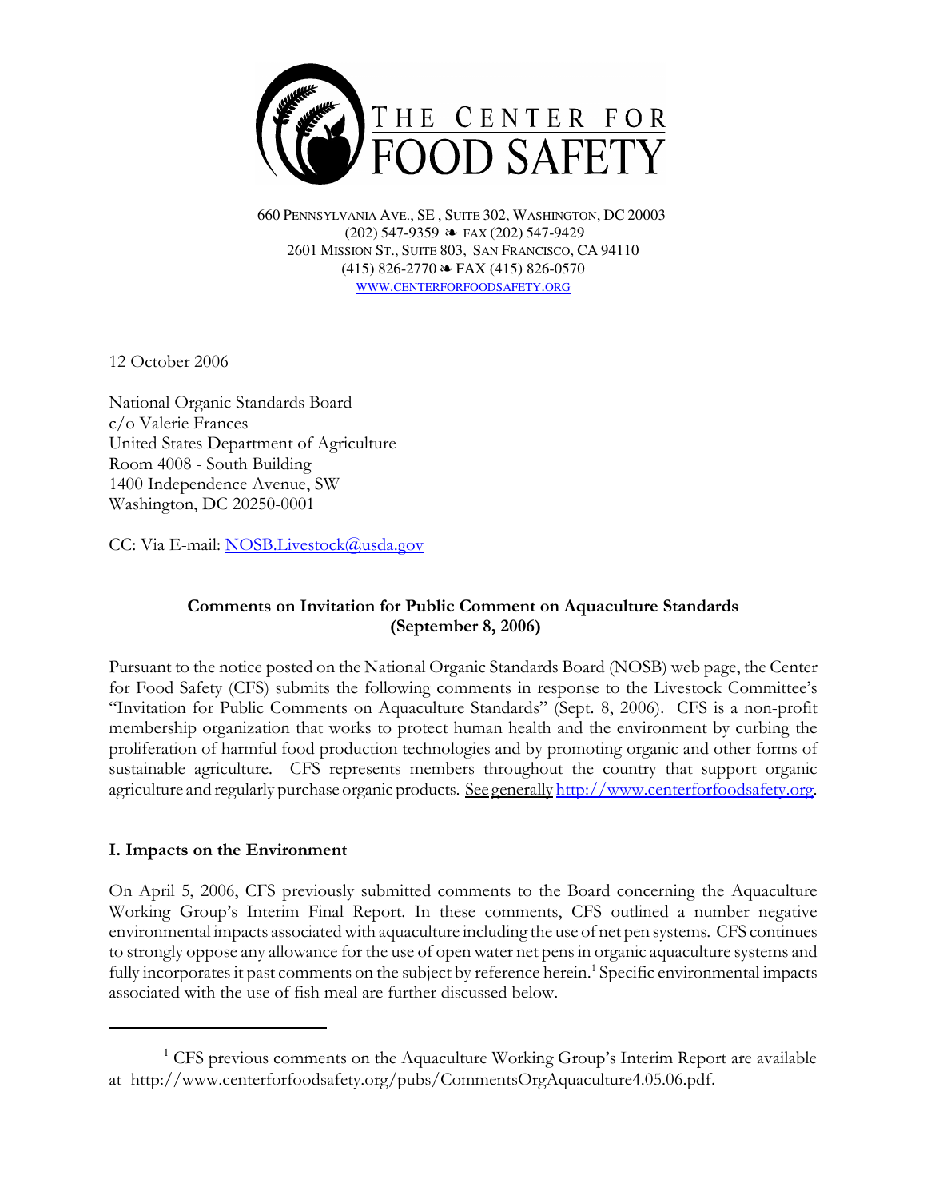THE CENTER FOR FOOD SAFETY

660 PENNSYLVANIA AVE., SE , SUITE 302, WASHINGTON, DC 20003
(202) 547-9359 ❧ FAX (202) 547-9429
2601 MISSION ST., SUITE 803, SAN FRANCISCO, CA 94110
(415) 826-2770 ❧ FAX (415) 826-0570
WWW.CENTERFORFOODSAFETY.ORG

12 October 2006

National Organic Standards Board
c/o Valerie Frances
United States Department of Agriculture
Room 4008 - South Building
1400 Independence Avenue, SW
Washington, DC 20250-0001

CC: Via E-mail: NOSB.Livestock@usda.gov

**Comments on Invitation for Public Comment on Aquaculture Standards (September 8, 2006)**

Pursuant to the notice posted on the National Organic Standards Board (NOSB) web page, the Center for Food Safety (CFS) submits the following comments in response to the Livestock Committee's "Invitation for Public Comments on Aquaculture Standards" (Sept. 8, 2006). CFS is a non-profit membership organization that works to protect human health and the environment by curbing the proliferation of harmful food production technologies and by promoting organic and other forms of sustainable agriculture. CFS represents members throughout the country that support organic agriculture and regularly purchase organic products. See generally http://www.centerforfoodsafety.org.

## I. Impacts on the Environment

On April 5, 2006, CFS previously submitted comments to the Board concerning the Aquaculture Working Group's Interim Final Report. In these comments, CFS outlined a number negative environmental impacts associated with aquaculture including the use of net pen systems. CFS continues to strongly oppose any allowance for the use of open water net pens in organic aquaculture systems and fully incorporates it past comments on the subject by reference herein.[1] Specific environmental impacts associated with the use of fish meal are further discussed below.

---

[1] CFS previous comments on the Aquaculture Working Group's Interim Report are available at http://www.centerforfoodsafety.org/pubs/CommentsOrgAquaculture4.05.06.pdf.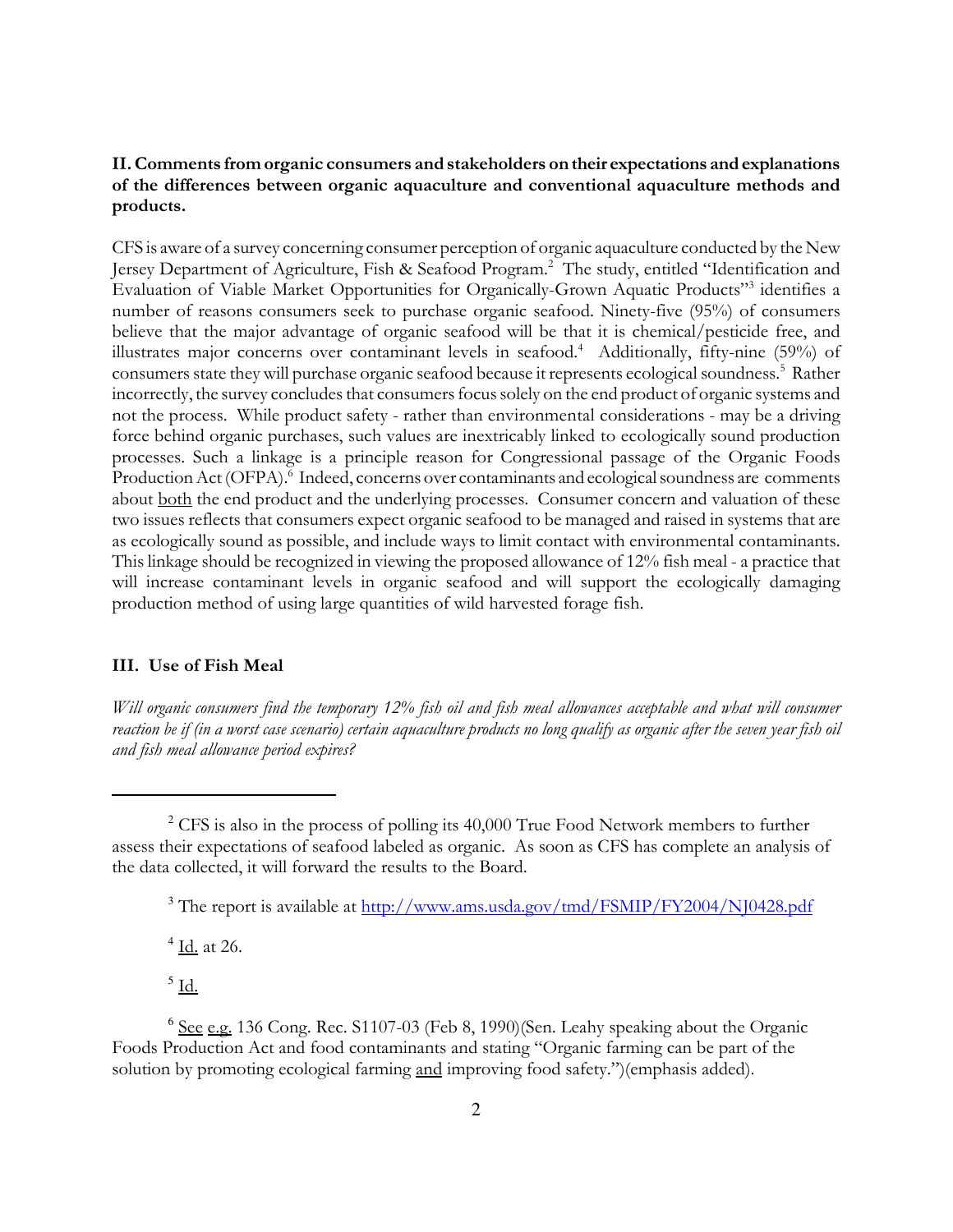**II. Comments from organic consumers and stakeholders on their expectations and explanations of the differences between organic aquaculture and conventional aquaculture methods and products.**

CFS is aware of a survey concerning consumer perception of organic aquaculture conducted by the New Jersey Department of Agriculture, Fish & Seafood Program.[2] The study, entitled "Identification and Evaluation of Viable Market Opportunities for Organically-Grown Aquatic Products"[3] identifies a number of reasons consumers seek to purchase organic seafood. Ninety-five (95%) of consumers believe that the major advantage of organic seafood will be that it is chemical/pesticide free, and illustrates major concerns over contaminant levels in seafood.[4] Additionally, fifty-nine (59%) of consumers state they will purchase organic seafood because it represents ecological soundness.[5] Rather incorrectly, the survey concludes that consumers focus solely on the end product of organic systems and not the process. While product safety - rather than environmental considerations - may be a driving force behind organic purchases, such values are inextricably linked to ecologically sound production processes. Such a linkage is a principle reason for Congressional passage of the Organic Foods Production Act (OFPA).[6] Indeed, concerns over contaminants and ecological soundness are comments about <u>both</u> the end product and the underlying processes. Consumer concern and valuation of these two issues reflects that consumers expect organic seafood to be managed and raised in systems that are as ecologically sound as possible, and include ways to limit contact with environmental contaminants. This linkage should be recognized in viewing the proposed allowance of 12% fish meal - a practice that will increase contaminant levels in organic seafood and will support the ecologically damaging production method of using large quantities of wild harvested forage fish.

**III. Use of Fish Meal**

*Will organic consumers find the temporary 12% fish oil and fish meal allowances acceptable and what will consumer reaction be if (in a worst case scenario) certain aquaculture products no long qualify as organic after the seven year fish oil and fish meal allowance period expires?*

---

[2] CFS is also in the process of polling its 40,000 True Food Network members to further assess their expectations of seafood labeled as organic. As soon as CFS has complete an analysis of the data collected, it will forward the results to the Board.

[3] The report is available at http://www.ams.usda.gov/tmd/FSMIP/FY2004/NJ0428.pdf

[4] <u>Id.</u> at 26.

[5] <u>Id.</u>

[6] <u>See</u> <u>e.g.</u> 136 Cong. Rec. S1107-03 (Feb 8, 1990)(Sen. Leahy speaking about the Organic Foods Production Act and food contaminants and stating "Organic farming can be part of the solution by promoting ecological farming <u>and</u> improving food safety.")(emphasis added).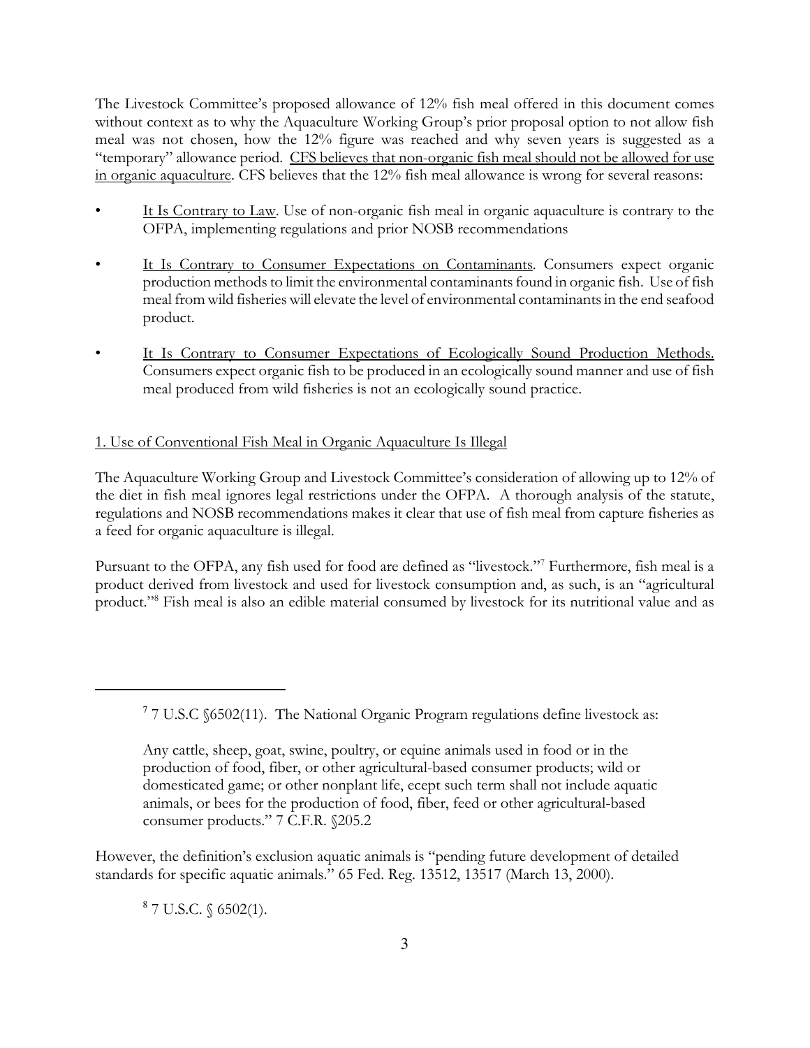The Livestock Committee's proposed allowance of 12% fish meal offered in this document comes without context as to why the Aquaculture Working Group's prior proposal option to not allow fish meal was not chosen, how the 12% figure was reached and why seven years is suggested as a "temporary" allowance period. <u>CFS believes that non-organic fish meal should not be allowed for use in organic aquaculture</u>. CFS believes that the 12% fish meal allowance is wrong for several reasons:

- <u>It Is Contrary to Law</u>. Use of non-organic fish meal in organic aquaculture is contrary to the OFPA, implementing regulations and prior NOSB recommendations
- <u>It Is Contrary to Consumer Expectations on Contaminants</u>. Consumers expect organic production methods to limit the environmental contaminants found in organic fish. Use of fish meal from wild fisheries will elevate the level of environmental contaminants in the end seafood product.
- <u>It Is Contrary to Consumer Expectations of Ecologically Sound Production Methods.</u> Consumers expect organic fish to be produced in an ecologically sound manner and use of fish meal produced from wild fisheries is not an ecologically sound practice.

<u>1. Use of Conventional Fish Meal in Organic Aquaculture Is Illegal</u>

The Aquaculture Working Group and Livestock Committee's consideration of allowing up to 12% of the diet in fish meal ignores legal restrictions under the OFPA. A thorough analysis of the statute, regulations and NOSB recommendations makes it clear that use of fish meal from capture fisheries as a feed for organic aquaculture is illegal.

Pursuant to the OFPA, any fish used for food are defined as "livestock."[7] Furthermore, fish meal is a product derived from livestock and used for livestock consumption and, as such, is an "agricultural product."[8] Fish meal is also an edible material consumed by livestock for its nutritional value and as

---

[7] 7 U.S.C §6502(11). The National Organic Program regulations define livestock as:

> Any cattle, sheep, goat, swine, poultry, or equine animals used in food or in the production of food, fiber, or other agricultural-based consumer products; wild or domesticated game; or other nonplant life, ecept such term shall not include aquatic animals, or bees for the production of food, fiber, feed or other agricultural-based consumer products." 7 C.F.R. §205.2

However, the definition's exclusion aquatic animals is "pending future development of detailed standards for specific aquatic animals." 65 Fed. Reg. 13512, 13517 (March 13, 2000).

[8] 7 U.S.C. § 6502(1).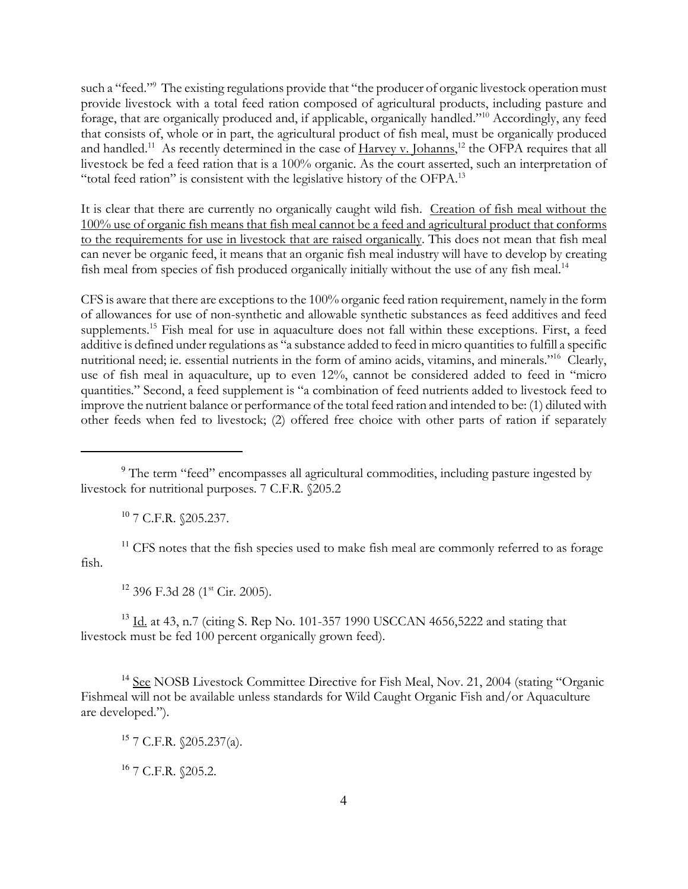such a "feed."[9] The existing regulations provide that "the producer of organic livestock operation must provide livestock with a total feed ration composed of agricultural products, including pasture and forage, that are organically produced and, if applicable, organically handled."[10] Accordingly, any feed that consists of, whole or in part, the agricultural product of fish meal, must be organically produced and handled.[11] As recently determined in the case of Harvey v. Johanns,[12] the OFPA requires that all livestock be fed a feed ration that is a 100% organic. As the court asserted, such an interpretation of "total feed ration" is consistent with the legislative history of the OFPA.[13]

It is clear that there are currently no organically caught wild fish. Creation of fish meal without the 100% use of organic fish means that fish meal cannot be a feed and agricultural product that conforms to the requirements for use in livestock that are raised organically. This does not mean that fish meal can never be organic feed, it means that an organic fish meal industry will have to develop by creating fish meal from species of fish produced organically initially without the use of any fish meal.[14]

CFS is aware that there are exceptions to the 100% organic feed ration requirement, namely in the form of allowances for use of non-synthetic and allowable synthetic substances as feed additives and feed supplements.[15] Fish meal for use in aquaculture does not fall within these exceptions. First, a feed additive is defined under regulations as "a substance added to feed in micro quantities to fulfill a specific nutritional need; ie. essential nutrients in the form of amino acids, vitamins, and minerals."[16] Clearly, use of fish meal in aquaculture, up to even 12%, cannot be considered added to feed in "micro quantities." Second, a feed supplement is "a combination of feed nutrients added to livestock feed to improve the nutrient balance or performance of the total feed ration and intended to be: (1) diluted with other feeds when fed to livestock; (2) offered free choice with other parts of ration if separately

---

[9] The term "feed" encompasses all agricultural commodities, including pasture ingested by livestock for nutritional purposes. 7 C.F.R. §205.2

[10] 7 C.F.R. §205.237.

[11] CFS notes that the fish species used to make fish meal are commonly referred to as forage fish.

[12] 396 F.3d 28 (1st Cir. 2005).

[13] Id. at 43, n.7 (citing S. Rep No. 101-357 1990 USCCAN 4656,5222 and stating that livestock must be fed 100 percent organically grown feed).

[14] See NOSB Livestock Committee Directive for Fish Meal, Nov. 21, 2004 (stating "Organic Fishmeal will not be available unless standards for Wild Caught Organic Fish and/or Aquaculture are developed.").

[15] 7 C.F.R. §205.237(a).

[16] 7 C.F.R. §205.2.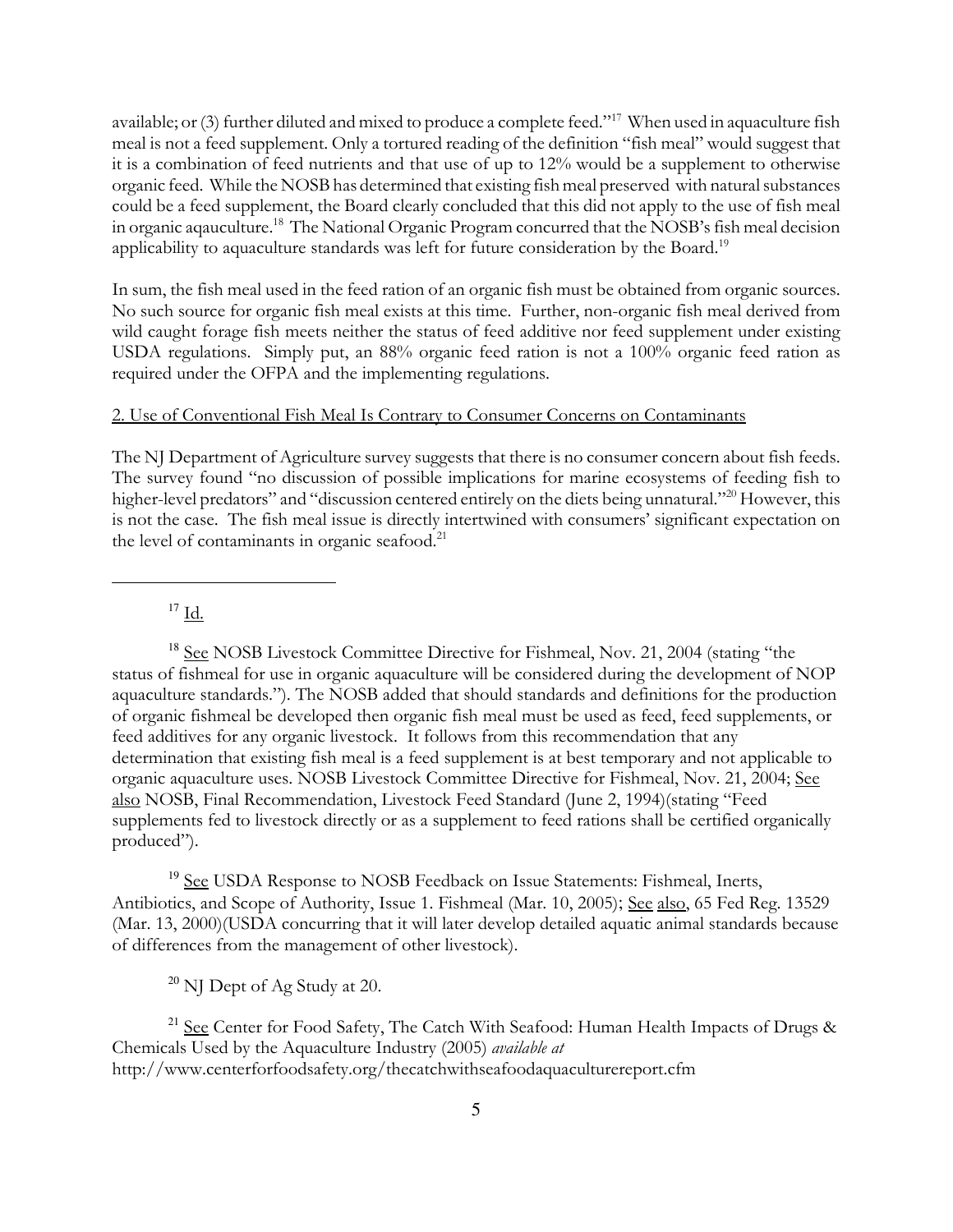available; or (3) further diluted and mixed to produce a complete feed."[17] When used in aquaculture fish meal is not a feed supplement. Only a tortured reading of the definition "fish meal" would suggest that it is a combination of feed nutrients and that use of up to 12% would be a supplement to otherwise organic feed. While the NOSB has determined that existing fish meal preserved with natural substances could be a feed supplement, the Board clearly concluded that this did not apply to the use of fish meal in organic aqaculture.[18] The National Organic Program concurred that the NOSB's fish meal decision applicability to aquaculture standards was left for future consideration by the Board.[19]

In sum, the fish meal used in the feed ration of an organic fish must be obtained from organic sources. No such source for organic fish meal exists at this time. Further, non-organic fish meal derived from wild caught forage fish meets neither the status of feed additive nor feed supplement under existing USDA regulations. Simply put, an 88% organic feed ration is not a 100% organic feed ration as required under the OFPA and the implementing regulations.

<u>2. Use of Conventional Fish Meal Is Contrary to Consumer Concerns on Contaminants</u>

The NJ Department of Agriculture survey suggests that there is no consumer concern about fish feeds. The survey found "no discussion of possible implications for marine ecosystems of feeding fish to higher-level predators" and "discussion centered entirely on the diets being unnatural."[20] However, this is not the case. The fish meal issue is directly intertwined with consumers' significant expectation on the level of contaminants in organic seafood.[21]

---

[17] Id.

[18] See NOSB Livestock Committee Directive for Fishmeal, Nov. 21, 2004 (stating "the status of fishmeal for use in organic aquaculture will be considered during the development of NOP aquaculture standards."). The NOSB added that should standards and definitions for the production of organic fishmeal be developed then organic fish meal must be used as feed, feed supplements, or feed additives for any organic livestock. It follows from this recommendation that any determination that existing fish meal is a feed supplement is at best temporary and not applicable to organic aquaculture uses. NOSB Livestock Committee Directive for Fishmeal, Nov. 21, 2004; See also NOSB, Final Recommendation, Livestock Feed Standard (June 2, 1994)(stating "Feed supplements fed to livestock directly or as a supplement to feed rations shall be certified organically produced").

[19] See USDA Response to NOSB Feedback on Issue Statements: Fishmeal, Inerts, Antibiotics, and Scope of Authority, Issue 1. Fishmeal (Mar. 10, 2005); See also, 65 Fed Reg. 13529 (Mar. 13, 2000)(USDA concurring that it will later develop detailed aquatic animal standards because of differences from the management of other livestock).

[20] NJ Dept of Ag Study at 20.

[21] See Center for Food Safety, The Catch With Seafood: Human Health Impacts of Drugs & Chemicals Used by the Aquaculture Industry (2005) *available at* http://www.centerforfoodsafety.org/thecatchwithseafoodaquaculturereport.cfm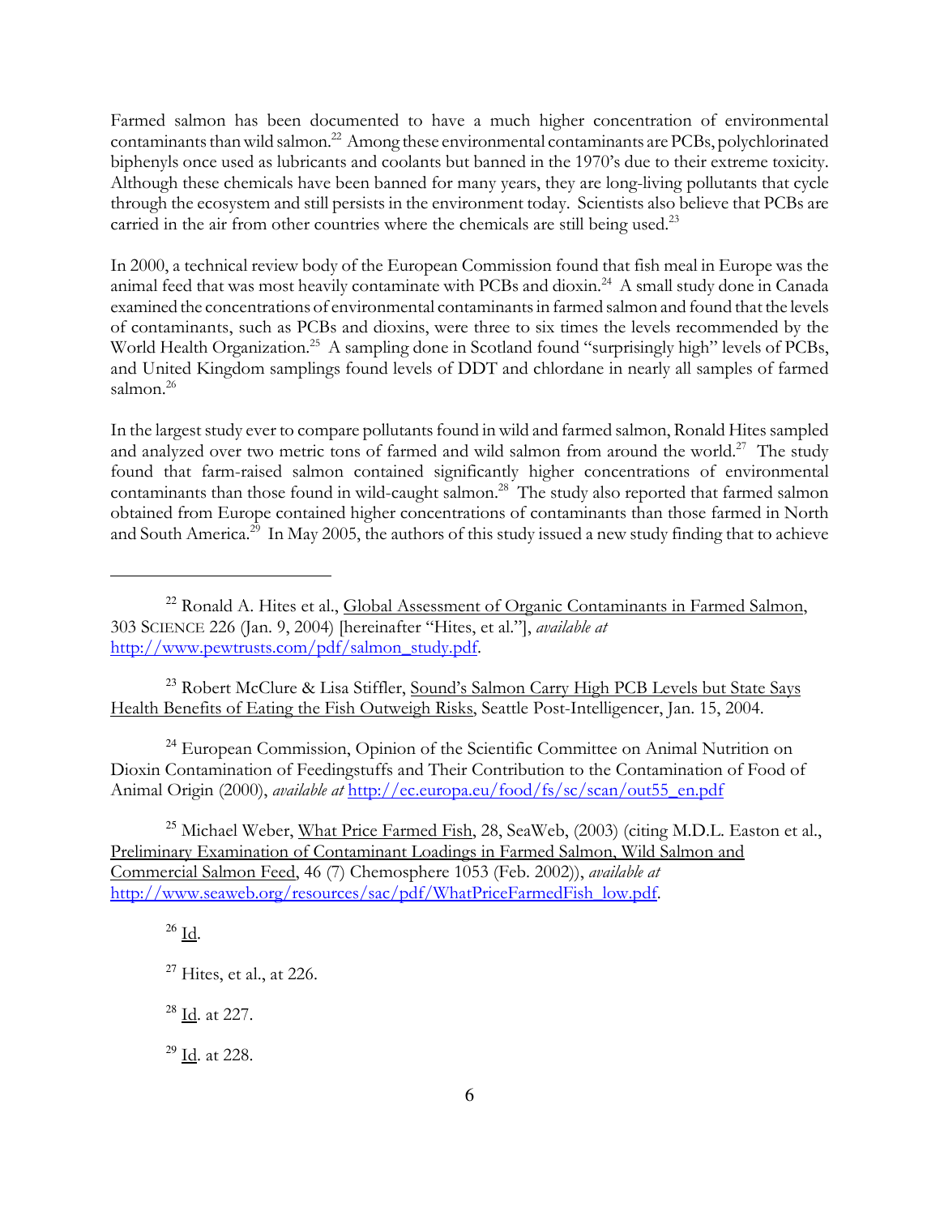Farmed salmon has been documented to have a much higher concentration of environmental contaminants than wild salmon.[22] Among these environmental contaminants are PCBs, polychlorinated biphenyls once used as lubricants and coolants but banned in the 1970's due to their extreme toxicity. Although these chemicals have been banned for many years, they are long-living pollutants that cycle through the ecosystem and still persists in the environment today. Scientists also believe that PCBs are carried in the air from other countries where the chemicals are still being used.[23]

In 2000, a technical review body of the European Commission found that fish meal in Europe was the animal feed that was most heavily contaminate with PCBs and dioxin.[24] A small study done in Canada examined the concentrations of environmental contaminants in farmed salmon and found that the levels of contaminants, such as PCBs and dioxins, were three to six times the levels recommended by the World Health Organization.[25] A sampling done in Scotland found "surprisingly high" levels of PCBs, and United Kingdom samplings found levels of DDT and chlordane in nearly all samples of farmed salmon.[26]

In the largest study ever to compare pollutants found in wild and farmed salmon, Ronald Hites sampled and analyzed over two metric tons of farmed and wild salmon from around the world.[27] The study found that farm-raised salmon contained significantly higher concentrations of environmental contaminants than those found in wild-caught salmon.[28] The study also reported that farmed salmon obtained from Europe contained higher concentrations of contaminants than those farmed in North and South America.[29] In May 2005, the authors of this study issued a new study finding that to achieve

---

[22] Ronald A. Hites et al., Global Assessment of Organic Contaminants in Farmed Salmon, 303 SCIENCE 226 (Jan. 9, 2004) [hereinafter "Hites, et al."], *available at* http://www.pewtrusts.com/pdf/salmon_study.pdf.

[23] Robert McClure & Lisa Stiffler, Sound's Salmon Carry High PCB Levels but State Says Health Benefits of Eating the Fish Outweigh Risks, Seattle Post-Intelligencer, Jan. 15, 2004.

[24] European Commission, Opinion of the Scientific Committee on Animal Nutrition on Dioxin Contamination of Feedingstuffs and Their Contribution to the Contamination of Food of Animal Origin (2000), *available at* http://ec.europa.eu/food/fs/sc/scan/out55_en.pdf

[25] Michael Weber, What Price Farmed Fish, 28, SeaWeb, (2003) (citing M.D.L. Easton et al., Preliminary Examination of Contaminant Loadings in Farmed Salmon, Wild Salmon and Commercial Salmon Feed, 46 (7) Chemosphere 1053 (Feb. 2002)), *available at* http://www.seaweb.org/resources/sac/pdf/WhatPriceFarmedFish_low.pdf.

[26] Id.

[27] Hites, et al., at 226.

[28] Id. at 227.

[29] Id. at 228.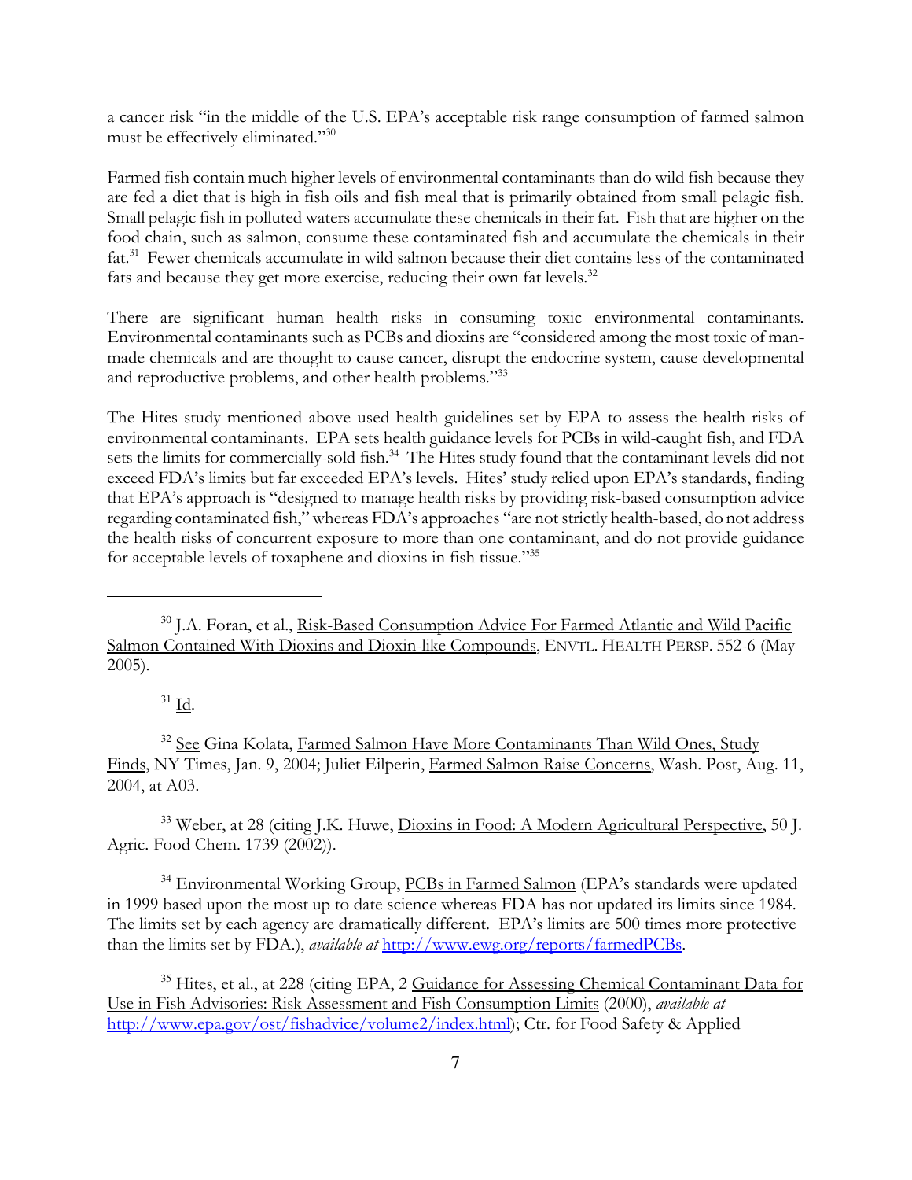a cancer risk "in the middle of the U.S. EPA's acceptable risk range consumption of farmed salmon must be effectively eliminated."[30]

Farmed fish contain much higher levels of environmental contaminants than do wild fish because they are fed a diet that is high in fish oils and fish meal that is primarily obtained from small pelagic fish. Small pelagic fish in polluted waters accumulate these chemicals in their fat. Fish that are higher on the food chain, such as salmon, consume these contaminated fish and accumulate the chemicals in their fat.[31] Fewer chemicals accumulate in wild salmon because their diet contains less of the contaminated fats and because they get more exercise, reducing their own fat levels.[32]

There are significant human health risks in consuming toxic environmental contaminants. Environmental contaminants such as PCBs and dioxins are "considered among the most toxic of man-made chemicals and are thought to cause cancer, disrupt the endocrine system, cause developmental and reproductive problems, and other health problems."[33]

The Hites study mentioned above used health guidelines set by EPA to assess the health risks of environmental contaminants. EPA sets health guidance levels for PCBs in wild-caught fish, and FDA sets the limits for commercially-sold fish.[34] The Hites study found that the contaminant levels did not exceed FDA's limits but far exceeded EPA's levels. Hites' study relied upon EPA's standards, finding that EPA's approach is "designed to manage health risks by providing risk-based consumption advice regarding contaminated fish," whereas FDA's approaches "are not strictly health-based, do not address the health risks of concurrent exposure to more than one contaminant, and do not provide guidance for acceptable levels of toxaphene and dioxins in fish tissue."[35]

---

[30] J.A. Foran, et al., Risk-Based Consumption Advice For Farmed Atlantic and Wild Pacific Salmon Contained With Dioxins and Dioxin-like Compounds, ENVTL. HEALTH PERSP. 552-6 (May 2005).

[31] Id.

[32] See Gina Kolata, Farmed Salmon Have More Contaminants Than Wild Ones, Study Finds, NY Times, Jan. 9, 2004; Juliet Eilperin, Farmed Salmon Raise Concerns, Wash. Post, Aug. 11, 2004, at A03.

[33] Weber, at 28 (citing J.K. Huwe, Dioxins in Food: A Modern Agricultural Perspective, 50 J. Agric. Food Chem. 1739 (2002)).

[34] Environmental Working Group, PCBs in Farmed Salmon (EPA's standards were updated in 1999 based upon the most up to date science whereas FDA has not updated its limits since 1984. The limits set by each agency are dramatically different. EPA's limits are 500 times more protective than the limits set by FDA.), *available at* http://www.ewg.org/reports/farmedPCBs.

[35] Hites, et al., at 228 (citing EPA, 2 Guidance for Assessing Chemical Contaminant Data for Use in Fish Advisories: Risk Assessment and Fish Consumption Limits (2000), *available at* http://www.epa.gov/ost/fishadvice/volume2/index.html); Ctr. for Food Safety & Applied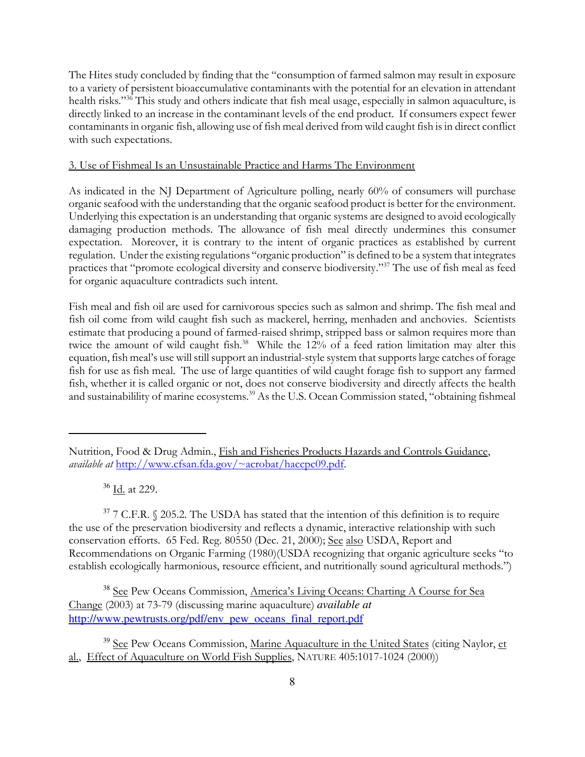The Hites study concluded by finding that the "consumption of farmed salmon may result in exposure to a variety of persistent bioaccumulative contaminants with the potential for an elevation in attendant health risks."[36] This study and others indicate that fish meal usage, especially in salmon aquaculture, is directly linked to an increase in the contaminant levels of the end product. If consumers expect fewer contaminants in organic fish, allowing use of fish meal derived from wild caught fish is in direct conflict with such expectations.

<u>3. Use of Fishmeal Is an Unsustainable Practice and Harms The Environment</u>

As indicated in the NJ Department of Agriculture polling, nearly 60% of consumers will purchase organic seafood with the understanding that the organic seafood product is better for the environment. Underlying this expectation is an understanding that organic systems are designed to avoid ecologically damaging production methods. The allowance of fish meal directly undermines this consumer expectation. Moreover, it is contrary to the intent of organic practices as established by current regulation. Under the existing regulations "organic production" is defined to be a system that integrates practices that "promote ecological diversity and conserve biodiversity."[37] The use of fish meal as feed for organic aquaculture contradicts such intent.

Fish meal and fish oil are used for carnivorous species such as salmon and shrimp. The fish meal and fish oil come from wild caught fish such as mackerel, herring, menhaden and anchovies. Scientists estimate that producing a pound of farmed-raised shrimp, stripped bass or salmon requires more than twice the amount of wild caught fish.[38] While the 12% of a feed ration limitation may alter this equation, fish meal's use will still support an industrial-style system that supports large catches of forage fish for use as fish meal. The use of large quantities of wild caught forage fish to support any farmed fish, whether it is called organic or not, does not conserve biodiversity and directly affects the health and sustainabilility of marine ecosystems.[39] As the U.S. Ocean Commission stated, "obtaining fishmeal

---

Nutrition, Food & Drug Admin., <u>Fish and Fisheries Products Hazards and Controls Guidance</u>, *available at* http://www.cfsan.fda.gov/~acrobat/haccpc09.pdf.

[36] <u>Id.</u> at 229.

[37] 7 C.F.R. § 205.2. The USDA has stated that the intention of this definition is to require the use of the preservation biodiversity and reflects a dynamic, interactive relationship with such conservation efforts. 65 Fed. Reg. 80550 (Dec. 21, 2000); <u>See</u> <u>also</u> USDA, Report and Recommendations on Organic Farming (1980)(USDA recognizing that organic agriculture seeks "to establish ecologically harmonious, resource efficient, and nutritionally sound agricultural methods.")

[38] <u>See</u> Pew Oceans Commission, <u>America's Living Oceans: Charting A Course for Sea Change</u> (2003) at 73-79 (discussing marine aquaculture) *available at* http://www.pewtrusts.org/pdf/env_pew_oceans_final_report.pdf

[39] <u>See</u> Pew Oceans Commission, <u>Marine Aquaculture in the United States</u> (citing Naylor, <u>et al.</u>, <u>Effect of Aquaculture on World Fish Supplies</u>, NATURE 405:1017-1024 (2000))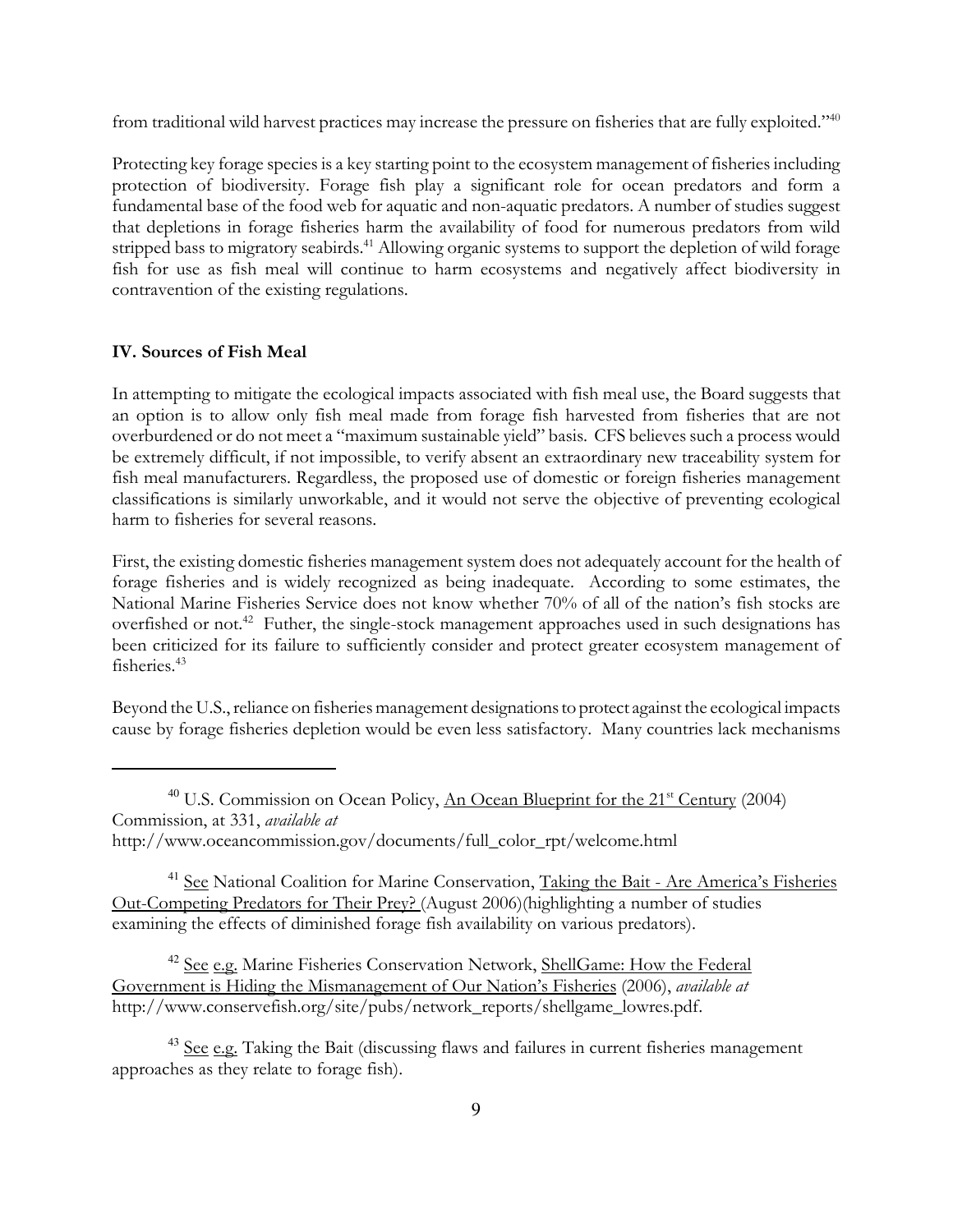from traditional wild harvest practices may increase the pressure on fisheries that are fully exploited."[40]

Protecting key forage species is a key starting point to the ecosystem management of fisheries including protection of biodiversity. Forage fish play a significant role for ocean predators and form a fundamental base of the food web for aquatic and non-aquatic predators. A number of studies suggest that depletions in forage fisheries harm the availability of food for numerous predators from wild stripped bass to migratory seabirds.[41] Allowing organic systems to support the depletion of wild forage fish for use as fish meal will continue to harm ecosystems and negatively affect biodiversity in contravention of the existing regulations.

**IV. Sources of Fish Meal**

In attempting to mitigate the ecological impacts associated with fish meal use, the Board suggests that an option is to allow only fish meal made from forage fish harvested from fisheries that are not overburdened or do not meet a "maximum sustainable yield" basis. CFS believes such a process would be extremely difficult, if not impossible, to verify absent an extraordinary new traceability system for fish meal manufacturers. Regardless, the proposed use of domestic or foreign fisheries management classifications is similarly unworkable, and it would not serve the objective of preventing ecological harm to fisheries for several reasons.

First, the existing domestic fisheries management system does not adequately account for the health of forage fisheries and is widely recognized as being inadequate. According to some estimates, the National Marine Fisheries Service does not know whether 70% of all of the nation's fish stocks are overfished or not.[42] Futher, the single-stock management approaches used in such designations has been criticized for its failure to sufficiently consider and protect greater ecosystem management of fisheries.[43]

Beyond the U.S., reliance on fisheries management designations to protect against the ecological impacts cause by forage fisheries depletion would be even less satisfactory. Many countries lack mechanisms

---

[40] U.S. Commission on Ocean Policy, An Ocean Blueprint for the 21st Century (2004) Commission, at 331, *available at* http://www.oceancommission.gov/documents/full_color_rpt/welcome.html

[41] See National Coalition for Marine Conservation, Taking the Bait - Are America's Fisheries Out-Competing Predators for Their Prey? (August 2006)(highlighting a number of studies examining the effects of diminished forage fish availability on various predators).

[42] See e.g. Marine Fisheries Conservation Network, ShellGame: How the Federal Government is Hiding the Mismanagement of Our Nation's Fisheries (2006), *available at* http://www.conservefish.org/site/pubs/network_reports/shellgame_lowres.pdf.

[43] See e.g. Taking the Bait (discussing flaws and failures in current fisheries management approaches as they relate to forage fish).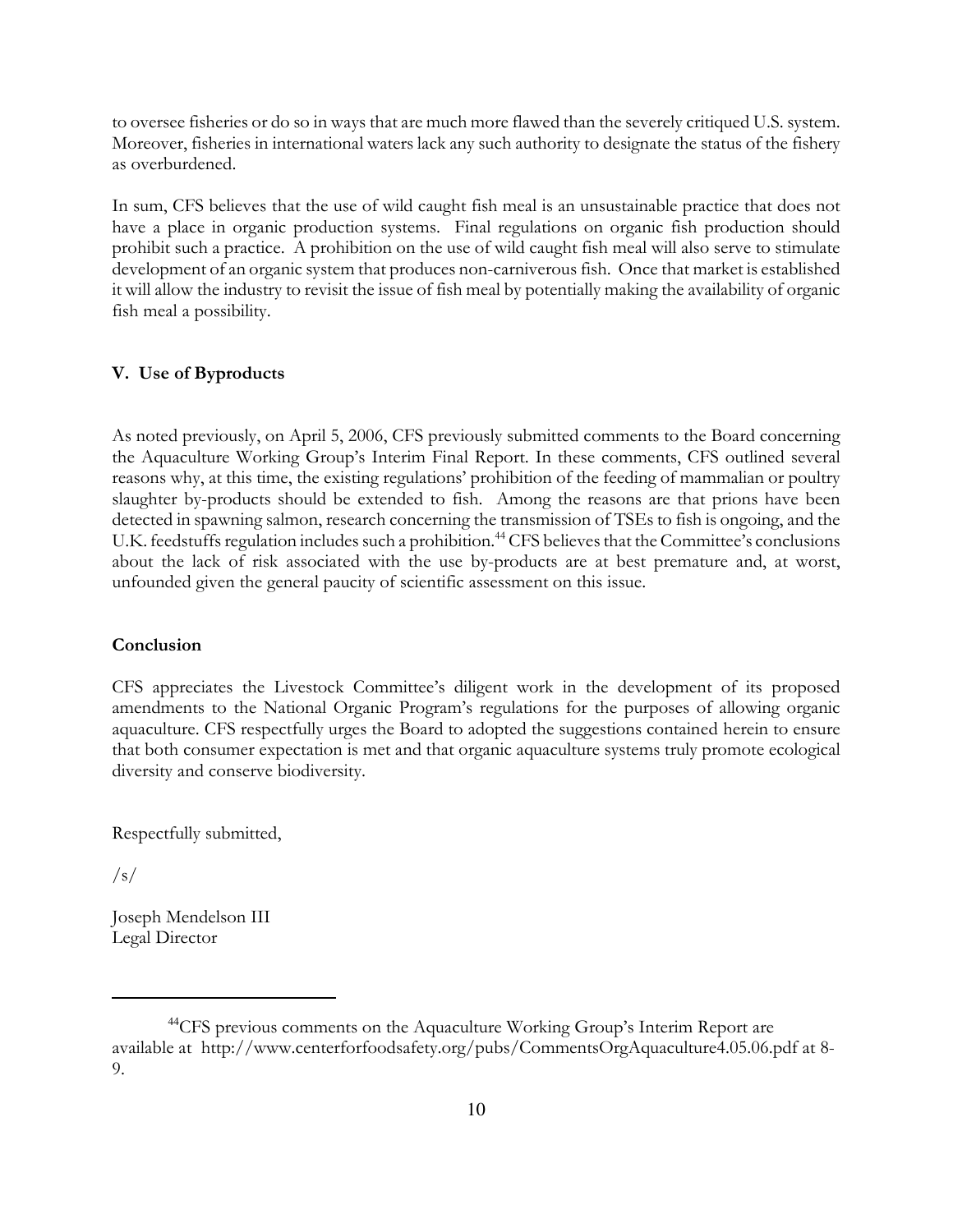to oversee fisheries or do so in ways that are much more flawed than the severely critiqued U.S. system. Moreover, fisheries in international waters lack any such authority to designate the status of the fishery as overburdened.

In sum, CFS believes that the use of wild caught fish meal is an unsustainable practice that does not have a place in organic production systems. Final regulations on organic fish production should prohibit such a practice. A prohibition on the use of wild caught fish meal will also serve to stimulate development of an organic system that produces non-carniverous fish. Once that market is established it will allow the industry to revisit the issue of fish meal by potentially making the availability of organic fish meal a possibility.

## V. Use of Byproducts

As noted previously, on April 5, 2006, CFS previously submitted comments to the Board concerning the Aquaculture Working Group's Interim Final Report. In these comments, CFS outlined several reasons why, at this time, the existing regulations' prohibition of the feeding of mammalian or poultry slaughter by-products should be extended to fish. Among the reasons are that prions have been detected in spawning salmon, research concerning the transmission of TSEs to fish is ongoing, and the U.K. feedstuffs regulation includes such a prohibition.[44] CFS believes that the Committee's conclusions about the lack of risk associated with the use by-products are at best premature and, at worst, unfounded given the general paucity of scientific assessment on this issue.

## Conclusion

CFS appreciates the Livestock Committee's diligent work in the development of its proposed amendments to the National Organic Program's regulations for the purposes of allowing organic aquaculture. CFS respectfully urges the Board to adopted the suggestions contained herein to ensure that both consumer expectation is met and that organic aquaculture systems truly promote ecological diversity and conserve biodiversity.

Respectfully submitted,

/s/

Joseph Mendelson III
Legal Director

---

[44] CFS previous comments on the Aquaculture Working Group's Interim Report are available at http://www.centerforfoodsafety.org/pubs/CommentsOrgAquaculture4.05.06.pdf at 8-9.